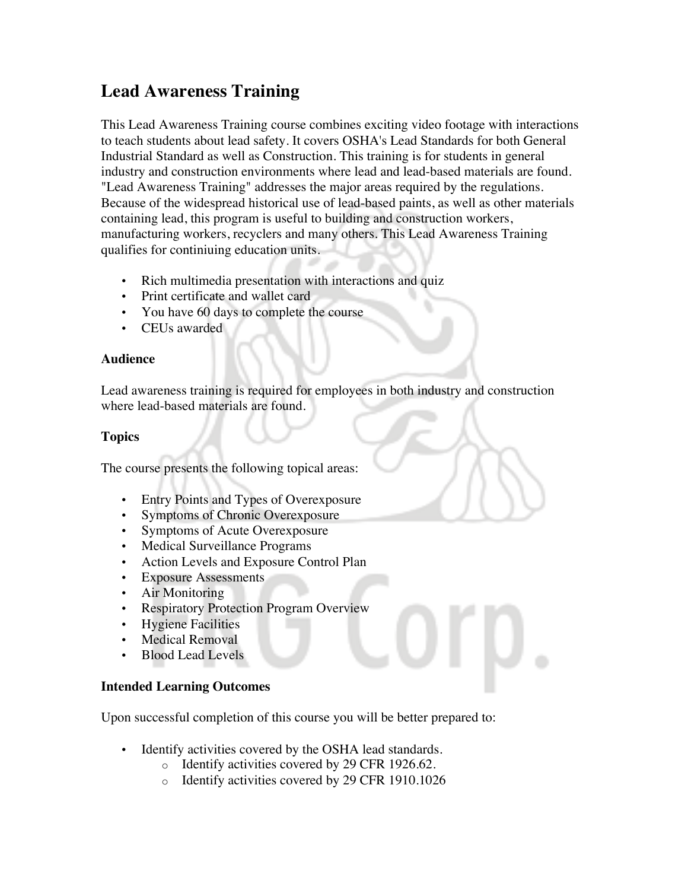# Lead Awareness Training

This Lead Awareness Training course combines exciting video footage with interactions to teach students about lead safety. It covers OSHA's Lead Standards for both General Industrial Standard as well as Construction. This training is for students in general industry and construction environments where lead and lead-based materials are found. "Lead Awareness Training" addresses the major areas required by the regulations. Because of the widespread historical use of lead-based paints, as well as other materials containing lead, this program is useful to building and construction workers, manufacturing workers, recyclers and many others. This Lead Awareness Training qualifies for continiuing education units.

- Rich multimedia presentation with interactions and quiz
- Print certificate and wallet card
- You have 60 days to complete the course
- CEUs awarded

**Audience**

Lead awareness training is required for employees in both industry and construction where lead-based materials are found.

**Topics**

The course presents the following topical areas:

- Entry Points and Types of Overexposure
- Symptoms of Chronic Overexposure
- Symptoms of Acute Overexposure
- Medical Surveillance Programs
- Action Levels and Exposure Control Plan
- Exposure Assessments
- Air Monitoring
- Respiratory Protection Program Overview
- Hygiene Facilities
- Medical Removal
- Blood Lead Levels

**Intended Learning Outcomes**

Upon successful completion of this course you will be better prepared to:

- Identify activities covered by the OSHA lead standards.
  - Identify activities covered by 29 CFR 1926.62.
  - Identify activities covered by 29 CFR 1910.1026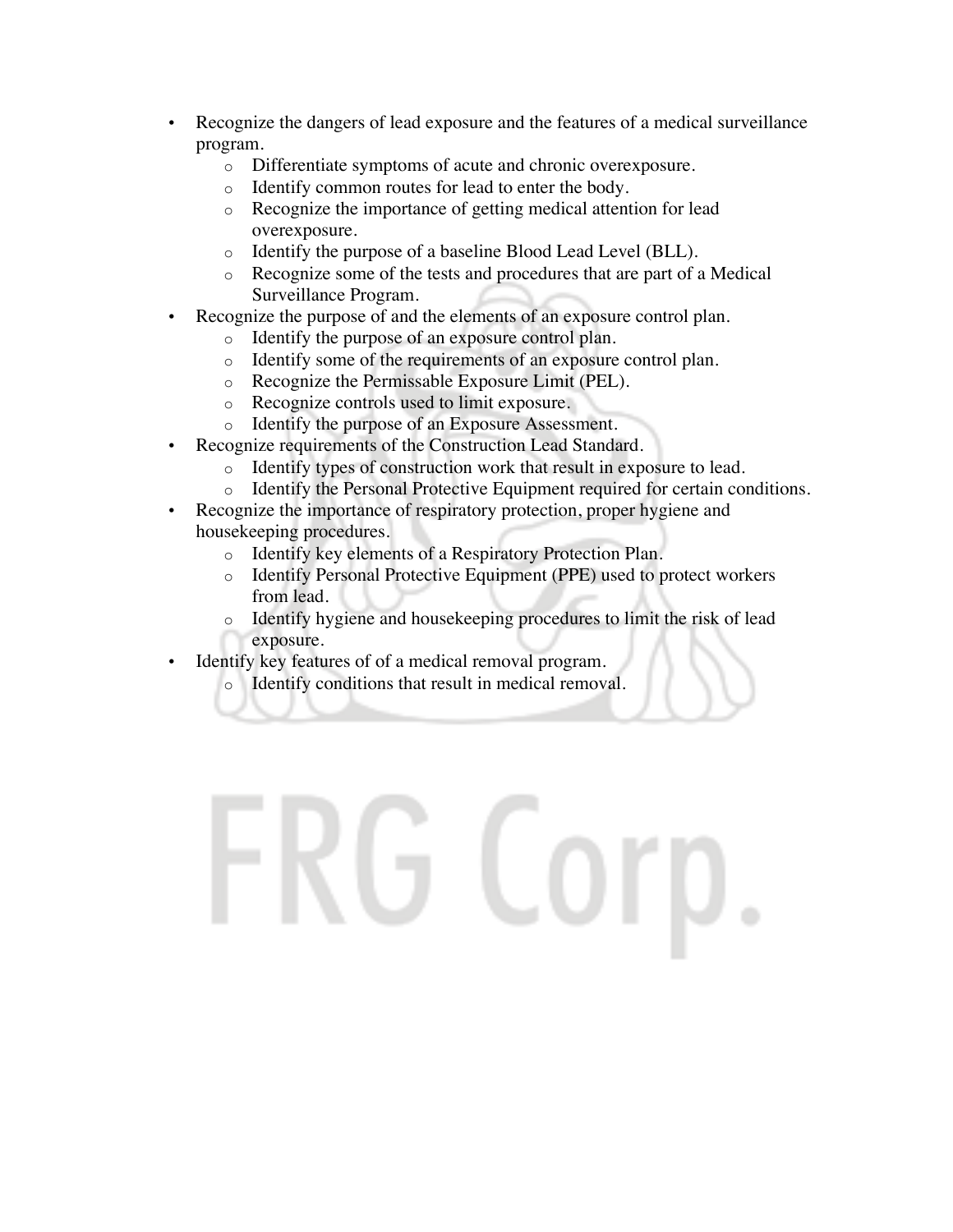- Recognize the dangers of lead exposure and the features of a medical surveillance program.
  - Differentiate symptoms of acute and chronic overexposure.
  - Identify common routes for lead to enter the body.
  - Recognize the importance of getting medical attention for lead overexposure.
  - Identify the purpose of a baseline Blood Lead Level (BLL).
  - Recognize some of the tests and procedures that are part of a Medical Surveillance Program.
- Recognize the purpose of and the elements of an exposure control plan.
  - Identify the purpose of an exposure control plan.
  - Identify some of the requirements of an exposure control plan.
  - Recognize the Permissable Exposure Limit (PEL).
  - Recognize controls used to limit exposure.
  - Identify the purpose of an Exposure Assessment.
- Recognize requirements of the Construction Lead Standard.
  - Identify types of construction work that result in exposure to lead.
  - Identify the Personal Protective Equipment required for certain conditions.
- Recognize the importance of respiratory protection, proper hygiene and housekeeping procedures.
  - Identify key elements of a Respiratory Protection Plan.
  - Identify Personal Protective Equipment (PPE) used to protect workers from lead.
  - Identify hygiene and housekeeping procedures to limit the risk of lead exposure.
- Identify key features of of a medical removal program.
  - Identify conditions that result in medical removal.